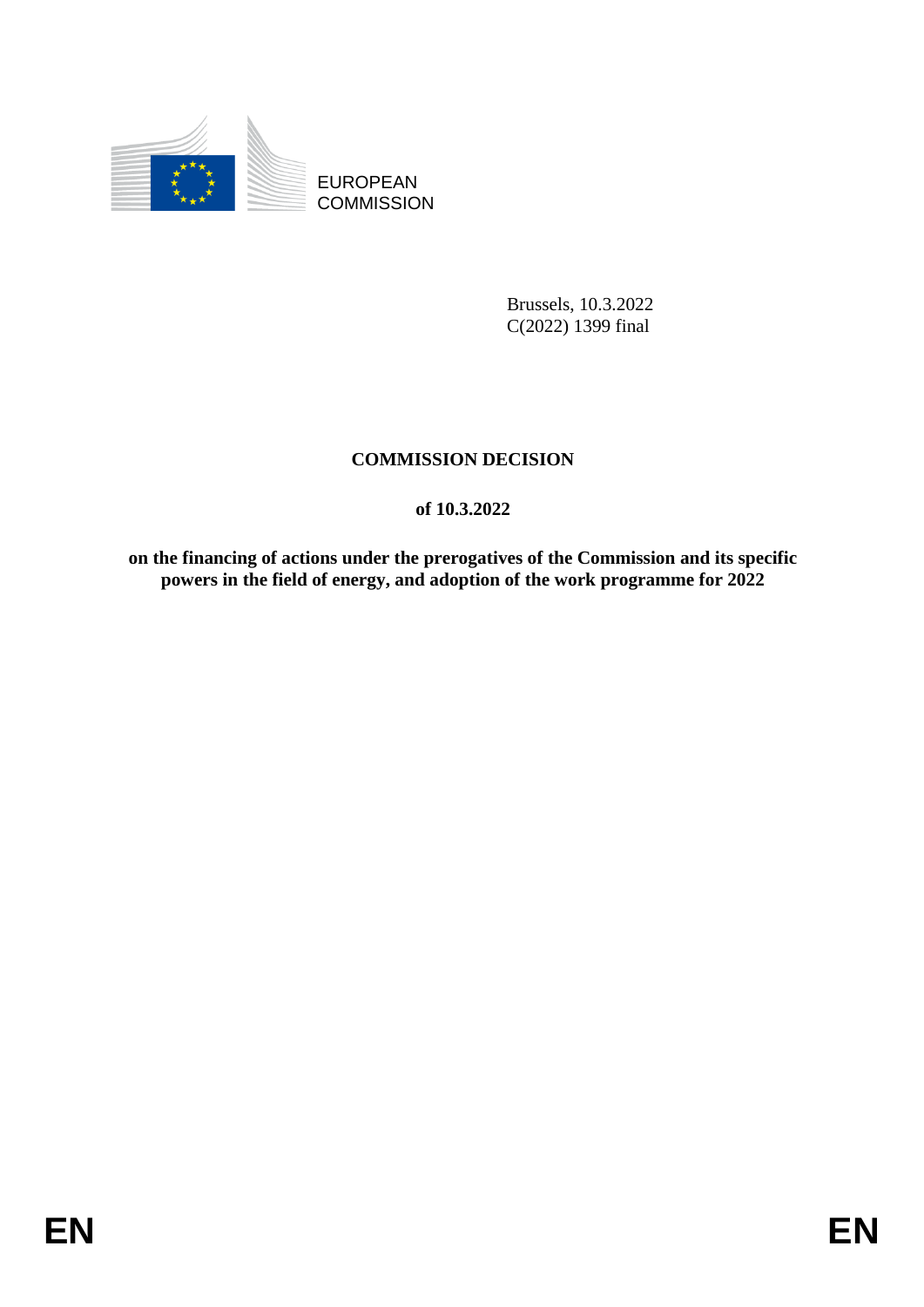EUROPEAN
COMMISSION

Brussels, 10.3.2022
C(2022) 1399 final

**COMMISSION DECISION**

**of 10.3.2022**

**on the financing of actions under the prerogatives of the Commission and its specific powers in the field of energy, and adoption of the work programme for 2022**

EN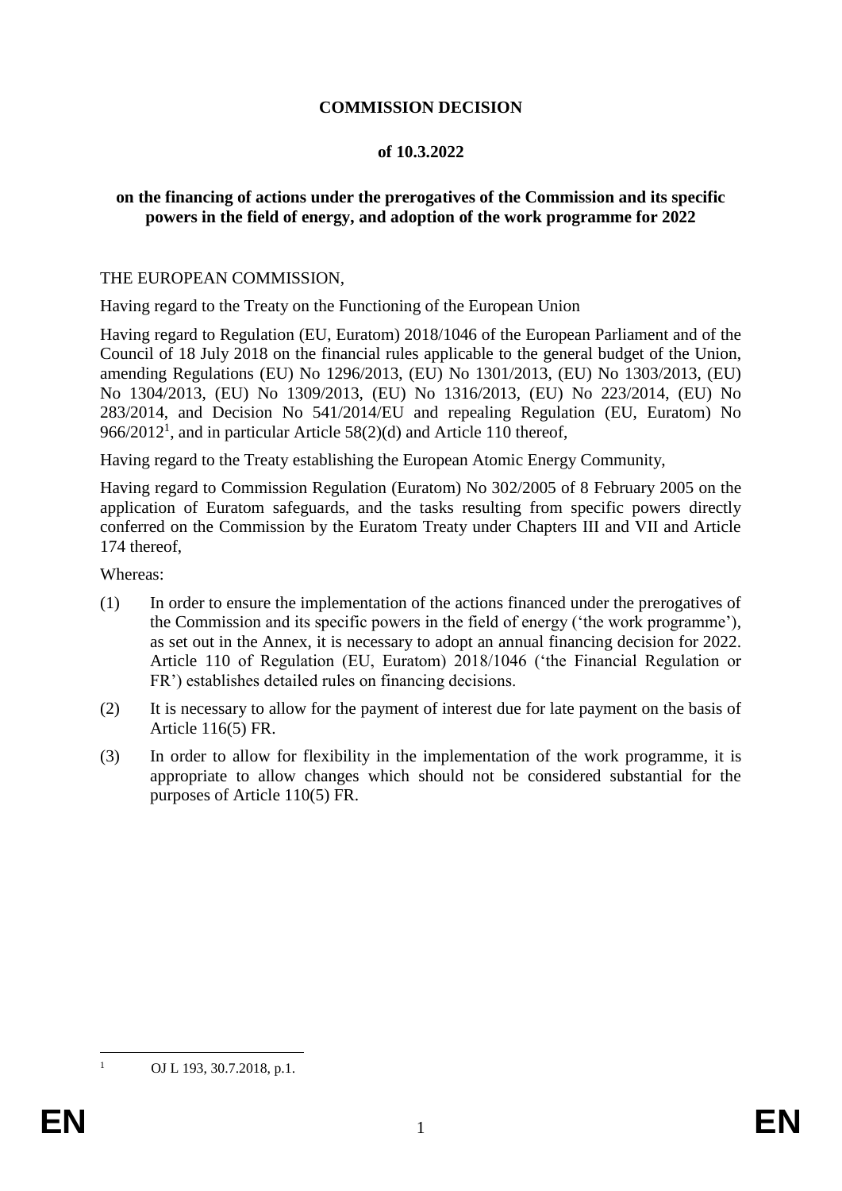**COMMISSION DECISION**

**of 10.3.2022**

**on the financing of actions under the prerogatives of the Commission and its specific powers in the field of energy, and adoption of the work programme for 2022**

THE EUROPEAN COMMISSION,

Having regard to the Treaty on the Functioning of the European Union

Having regard to Regulation (EU, Euratom) 2018/1046 of the European Parliament and of the Council of 18 July 2018 on the financial rules applicable to the general budget of the Union, amending Regulations (EU) No 1296/2013, (EU) No 1301/2013, (EU) No 1303/2013, (EU) No 1304/2013, (EU) No 1309/2013, (EU) No 1316/2013, (EU) No 223/2014, (EU) No 283/2014, and Decision No 541/2014/EU and repealing Regulation (EU, Euratom) No 966/2012[1], and in particular Article 58(2)(d) and Article 110 thereof,

Having regard to the Treaty establishing the European Atomic Energy Community,

Having regard to Commission Regulation (Euratom) No 302/2005 of 8 February 2005 on the application of Euratom safeguards, and the tasks resulting from specific powers directly conferred on the Commission by the Euratom Treaty under Chapters III and VII and Article 174 thereof,

Whereas:

(1) In order to ensure the implementation of the actions financed under the prerogatives of the Commission and its specific powers in the field of energy ('the work programme'), as set out in the Annex, it is necessary to adopt an annual financing decision for 2022. Article 110 of Regulation (EU, Euratom) 2018/1046 ('the Financial Regulation or FR') establishes detailed rules on financing decisions.

(2) It is necessary to allow for the payment of interest due for late payment on the basis of Article 116(5) FR.

(3) In order to allow for flexibility in the implementation of the work programme, it is appropriate to allow changes which should not be considered substantial for the purposes of Article 110(5) FR.

[1] OJ L 193, 30.7.2018, p.1.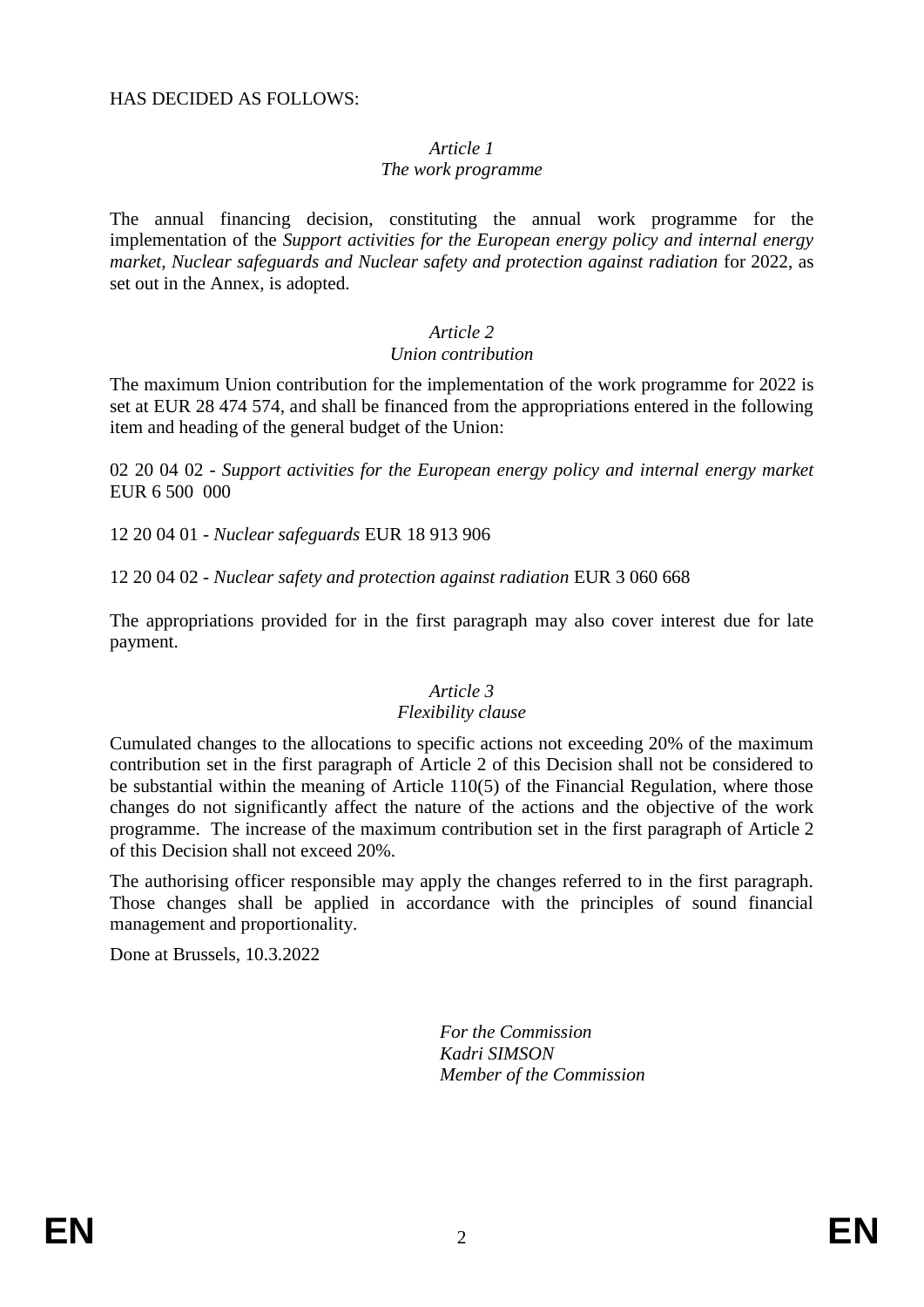HAS DECIDED AS FOLLOWS:

*Article 1*
*The work programme*

The annual financing decision, constituting the annual work programme for the implementation of the *Support activities for the European energy policy and internal energy market, Nuclear safeguards and Nuclear safety and protection against radiation* for 2022, as set out in the Annex, is adopted.

*Article 2*
*Union contribution*

The maximum Union contribution for the implementation of the work programme for 2022 is set at EUR 28 474 574, and shall be financed from the appropriations entered in the following item and heading of the general budget of the Union:

02 20 04 02 - *Support activities for the European energy policy and internal energy market* EUR 6 500 000

12 20 04 01 - *Nuclear safeguards* EUR 18 913 906

12 20 04 02 - *Nuclear safety and protection against radiation* EUR 3 060 668

The appropriations provided for in the first paragraph may also cover interest due for late payment.

*Article 3*
*Flexibility clause*

Cumulated changes to the allocations to specific actions not exceeding 20% of the maximum contribution set in the first paragraph of Article 2 of this Decision shall not be considered to be substantial within the meaning of Article 110(5) of the Financial Regulation, where those changes do not significantly affect the nature of the actions and the objective of the work programme. The increase of the maximum contribution set in the first paragraph of Article 2 of this Decision shall not exceed 20%.

The authorising officer responsible may apply the changes referred to in the first paragraph. Those changes shall be applied in accordance with the principles of sound financial management and proportionality.

Done at Brussels, 10.3.2022

*For the Commission*
*Kadri SIMSON*
*Member of the Commission*